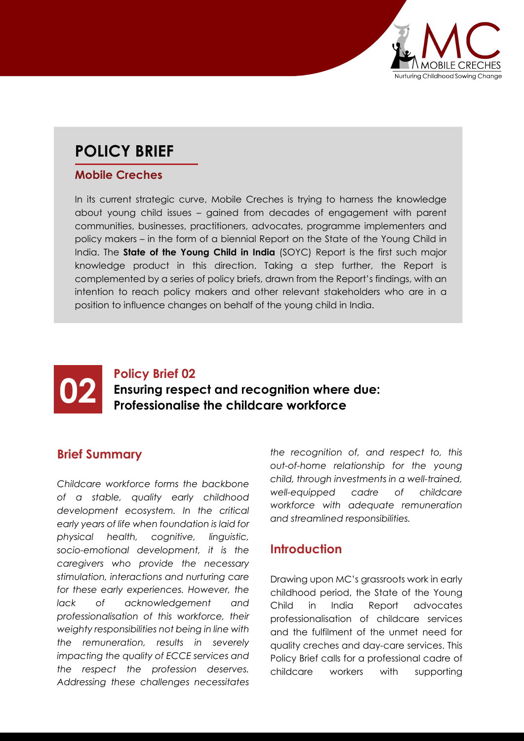# POLICY BRIEF

## Mobile Creches

In its current strategic curve, Mobile Creches is trying to harness the knowledge about young child issues – gained from decades of engagement with parent communities, businesses, practitioners, advocates, programme implementers and policy makers – in the form of a biennial Report on the State of the Young Child in India. The **State of the Young Child in India** (SOYC) Report is the first such major knowledge product in this direction. Taking a step further, the Report is complemented by a series of policy briefs, drawn from the Report's findings, with an intention to reach policy makers and other relevant stakeholders who are in a position to influence changes on behalf of the young child in India.

**02**

## Policy Brief 02

# Ensuring respect and recognition where due: Professionalise the childcare workforce

## Brief Summary

*Childcare workforce forms the backbone of a stable, quality early childhood development ecosystem. In the critical early years of life when foundation is laid for physical health, cognitive, linguistic, socio-emotional development, it is the caregivers who provide the necessary stimulation, interactions and nurturing care for these early experiences. However, the lack of acknowledgement and professionalisation of this workforce, their weighty responsibilities not being in line with the remuneration, results in severely impacting the quality of ECCE services and the respect the profession deserves. Addressing these challenges necessitates the recognition of, and respect to, this out-of-home relationship for the young child, through investments in a well-trained, well-equipped cadre of childcare workforce with adequate remuneration and streamlined responsibilities.*

## Introduction

Drawing upon MC's grassroots work in early childhood period, the State of the Young Child in India Report advocates professionalisation of childcare services and the fulfilment of the unmet need for quality creches and day-care services. This Policy Brief calls for a professional cadre of childcare workers with supporting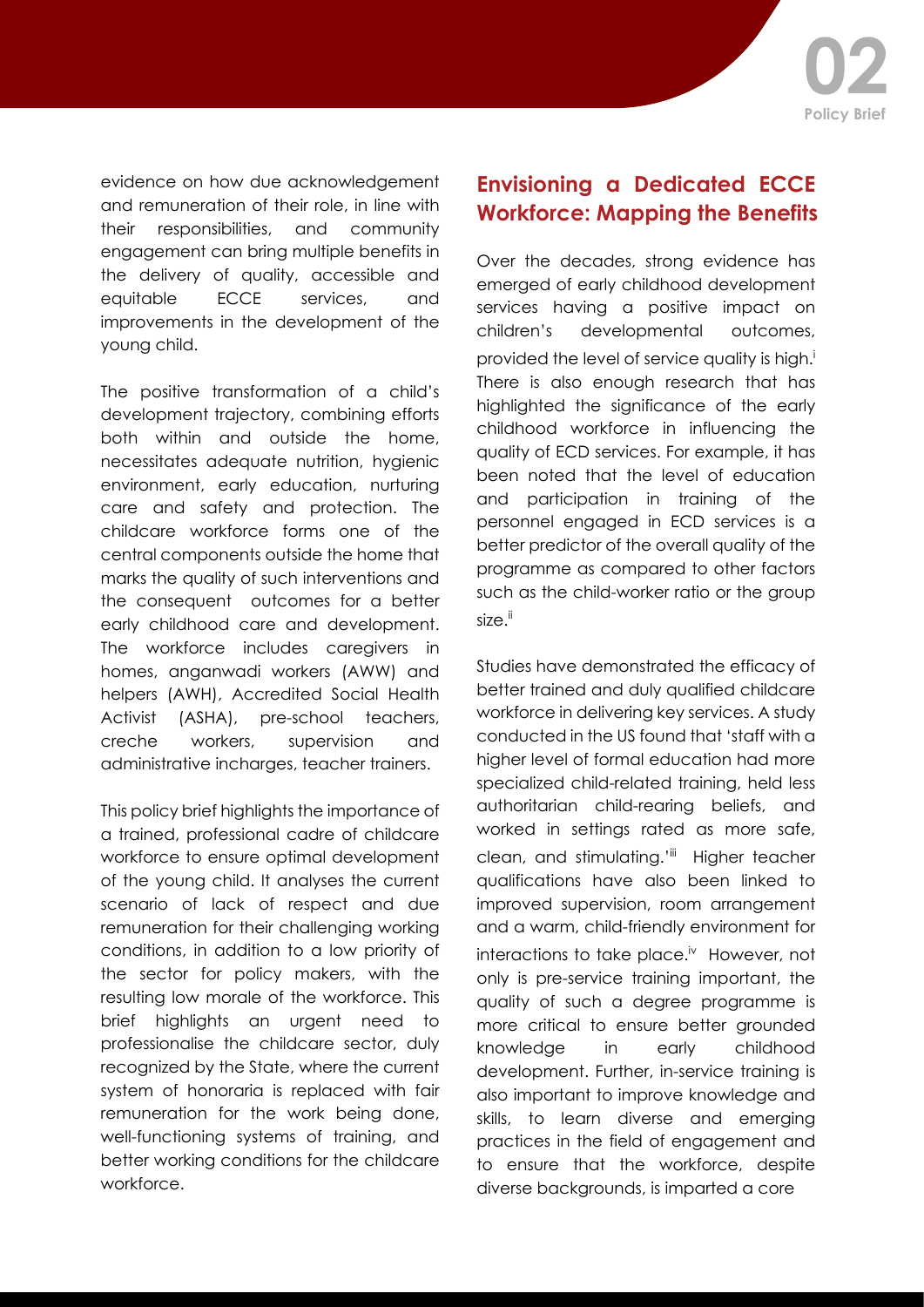evidence on how due acknowledgement and remuneration of their role, in line with their responsibilities, and community engagement can bring multiple benefits in the delivery of quality, accessible and equitable ECCE services, and improvements in the development of the young child.

The positive transformation of a child's development trajectory, combining efforts both within and outside the home, necessitates adequate nutrition, hygienic environment, early education, nurturing care and safety and protection. The childcare workforce forms one of the central components outside the home that marks the quality of such interventions and the consequent outcomes for a better early childhood care and development. The workforce includes caregivers in homes, anganwadi workers (AWW) and helpers (AWH), Accredited Social Health Activist (ASHA), pre-school teachers, creche workers, supervision and administrative incharges, teacher trainers.

This policy brief highlights the importance of a trained, professional cadre of childcare workforce to ensure optimal development of the young child. It analyses the current scenario of lack of respect and due remuneration for their challenging working conditions, in addition to a low priority of the sector for policy makers, with the resulting low morale of the workforce. This brief highlights an urgent need to professionalise the childcare sector, duly recognized by the State, where the current system of honoraria is replaced with fair remuneration for the work being done, well-functioning systems of training, and better working conditions for the childcare workforce.

## Envisioning a Dedicated ECCE Workforce: Mapping the Benefits

Over the decades, strong evidence has emerged of early childhood development services having a positive impact on children's developmental outcomes, provided the level of service quality is high.[i] There is also enough research that has highlighted the significance of the early childhood workforce in influencing the quality of ECD services. For example, it has been noted that the level of education and participation in training of the personnel engaged in ECD services is a better predictor of the overall quality of the programme as compared to other factors such as the child-worker ratio or the group size.[ii]

Studies have demonstrated the efficacy of better trained and duly qualified childcare workforce in delivering key services. A study conducted in the US found that 'staff with a higher level of formal education had more specialized child-related training, held less authoritarian child-rearing beliefs, and worked in settings rated as more safe, clean, and stimulating.'[iii] Higher teacher qualifications have also been linked to improved supervision, room arrangement and a warm, child-friendly environment for interactions to take place.[iv] However, not only is pre-service training important, the quality of such a degree programme is more critical to ensure better grounded knowledge in early childhood development. Further, in-service training is also important to improve knowledge and skills, to learn diverse and emerging practices in the field of engagement and to ensure that the workforce, despite diverse backgrounds, is imparted a core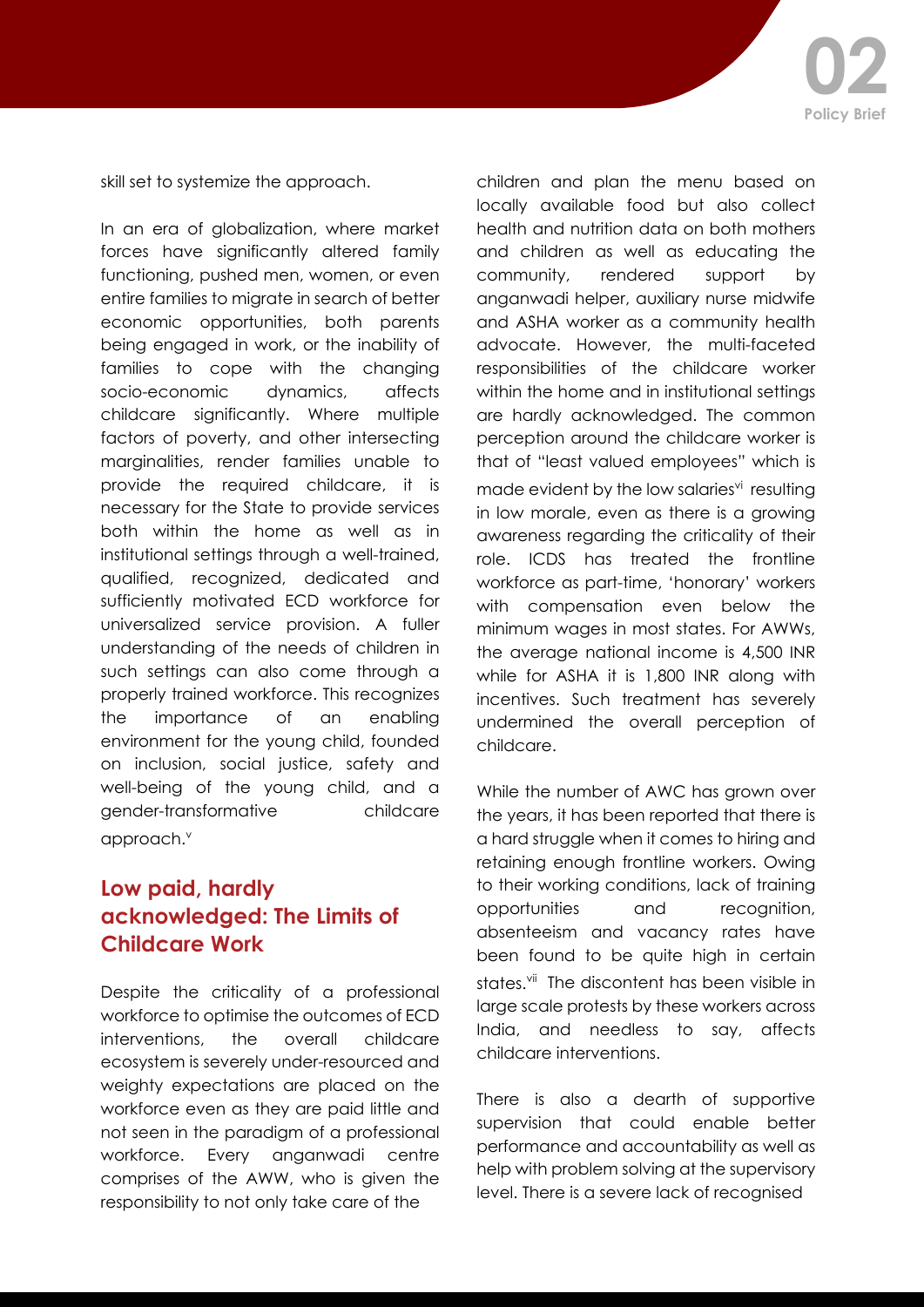skill set to systemize the approach.

In an era of globalization, where market forces have significantly altered family functioning, pushed men, women, or even entire families to migrate in search of better economic opportunities, both parents being engaged in work, or the inability of families to cope with the changing socio-economic dynamics, affects childcare significantly. Where multiple factors of poverty, and other intersecting marginalities, render families unable to provide the required childcare, it is necessary for the State to provide services both within the home as well as in institutional settings through a well-trained, qualified, recognized, dedicated and sufficiently motivated ECD workforce for universalized service provision. A fuller understanding of the needs of children in such settings can also come through a properly trained workforce. This recognizes the importance of an enabling environment for the young child, founded on inclusion, social justice, safety and well-being of the young child, and a gender-transformative childcare approach.[v]

## Low paid, hardly acknowledged: The Limits of Childcare Work

Despite the criticality of a professional workforce to optimise the outcomes of ECD interventions, the overall childcare ecosystem is severely under-resourced and weighty expectations are placed on the workforce even as they are paid little and not seen in the paradigm of a professional workforce. Every anganwadi centre comprises of the AWW, who is given the responsibility to not only take care of the children and plan the menu based on locally available food but also collect health and nutrition data on both mothers and children as well as educating the community, rendered support by anganwadi helper, auxiliary nurse midwife and ASHA worker as a community health advocate. However, the multi-faceted responsibilities of the childcare worker within the home and in institutional settings are hardly acknowledged. The common perception around the childcare worker is that of "least valued employees" which is made evident by the low salaries[vi] resulting in low morale, even as there is a growing awareness regarding the criticality of their role. ICDS has treated the frontline workforce as part-time, 'honorary' workers with compensation even below the minimum wages in most states. For AWWs, the average national income is 4,500 INR while for ASHA it is 1,800 INR along with incentives. Such treatment has severely undermined the overall perception of childcare.

While the number of AWC has grown over the years, it has been reported that there is a hard struggle when it comes to hiring and retaining enough frontline workers. Owing to their working conditions, lack of training opportunities and recognition, absenteeism and vacancy rates have been found to be quite high in certain states.[vii] The discontent has been visible in large scale protests by these workers across India, and needless to say, affects childcare interventions.

There is also a dearth of supportive supervision that could enable better performance and accountability as well as help with problem solving at the supervisory level. There is a severe lack of recognised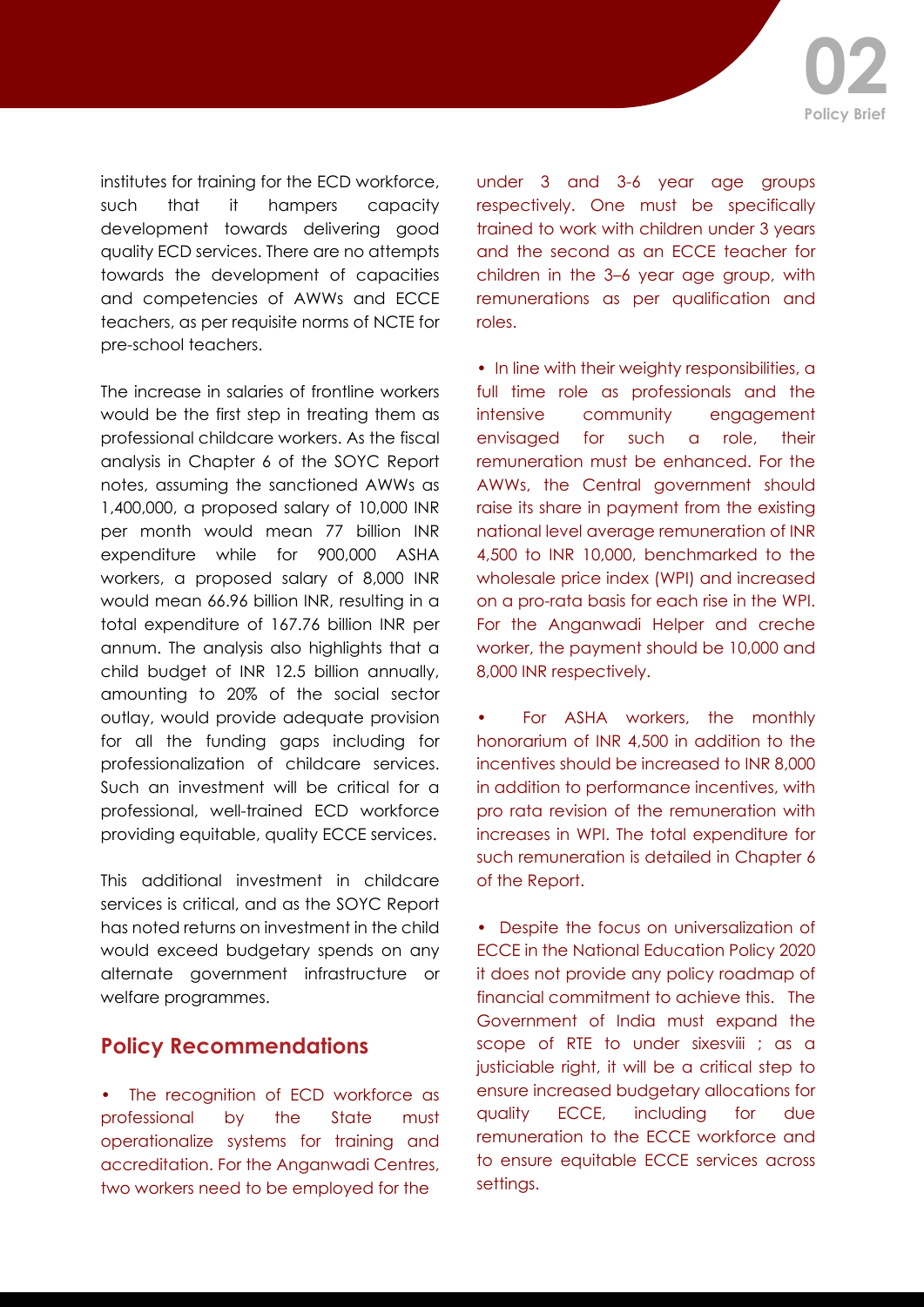institutes for training for the ECD workforce, such that it hampers capacity development towards delivering good quality ECD services. There are no attempts towards the development of capacities and competencies of AWWs and ECCE teachers, as per requisite norms of NCTE for pre-school teachers.

The increase in salaries of frontline workers would be the first step in treating them as professional childcare workers. As the fiscal analysis in Chapter 6 of the SOYC Report notes, assuming the sanctioned AWWs as 1,400,000, a proposed salary of 10,000 INR per month would mean 77 billion INR expenditure while for 900,000 ASHA workers, a proposed salary of 8,000 INR would mean 66.96 billion INR, resulting in a total expenditure of 167.76 billion INR per annum. The analysis also highlights that a child budget of INR 12.5 billion annually, amounting to 20% of the social sector outlay, would provide adequate provision for all the funding gaps including for professionalization of childcare services. Such an investment will be critical for a professional, well-trained ECD workforce providing equitable, quality ECCE services.

This additional investment in childcare services is critical, and as the SOYC Report has noted returns on investment in the child would exceed budgetary spends on any alternate government infrastructure or welfare programmes.

## Policy Recommendations

- The recognition of ECD workforce as professional by the State must operationalize systems for training and accreditation. For the Anganwadi Centres, two workers need to be employed for the under 3 and 3-6 year age groups respectively. One must be specifically trained to work with children under 3 years and the second as an ECCE teacher for children in the 3–6 year age group, with remunerations as per qualification and roles.

- In line with their weighty responsibilities, a full time role as professionals and the intensive community engagement envisaged for such a role, their remuneration must be enhanced. For the AWWs, the Central government should raise its share in payment from the existing national level average remuneration of INR 4,500 to INR 10,000, benchmarked to the wholesale price index (WPI) and increased on a pro-rata basis for each rise in the WPI. For the Anganwadi Helper and creche worker, the payment should be 10,000 and 8,000 INR respectively.

- For ASHA workers, the monthly honorarium of INR 4,500 in addition to the incentives should be increased to INR 8,000 in addition to performance incentives, with pro rata revision of the remuneration with increases in WPI. The total expenditure for such remuneration is detailed in Chapter 6 of the Report.

- Despite the focus on universalization of ECCE in the National Education Policy 2020 it does not provide any policy roadmap of financial commitment to achieve this. The Government of India must expand the scope of RTE to under sixes[viii] ; as a justiciable right, it will be a critical step to ensure increased budgetary allocations for quality ECCE, including for due remuneration to the ECCE workforce and to ensure equitable ECCE services across settings.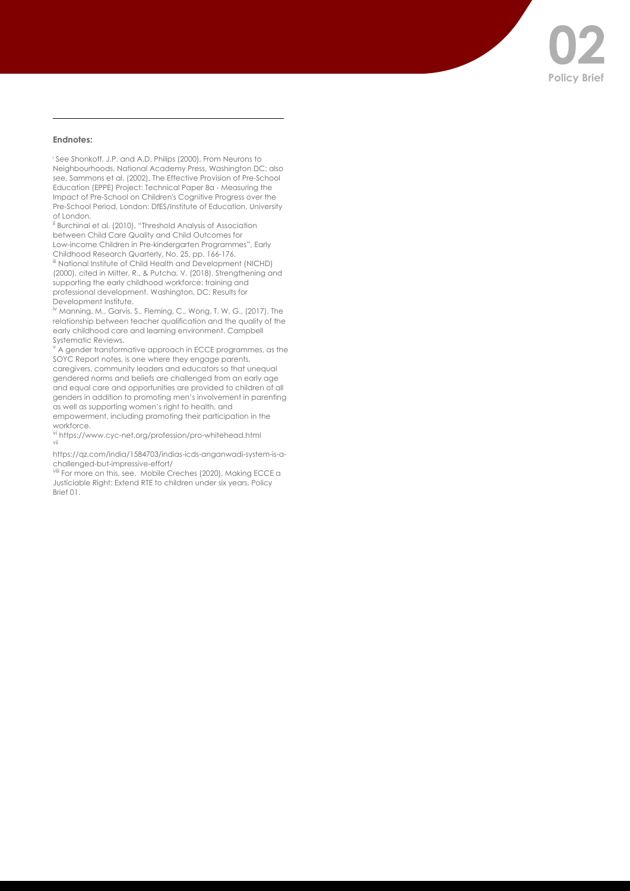**Endnotes:**

[i] See Shonkoff, J.P. and A.D. Philips (2000), From Neurons to Neighbourhoods, National Academy Press, Washington DC; also see, Sammons et al. (2002), The Effective Provision of Pre-School Education (EPPE) Project: Technical Paper 8a - Measuring the Impact of Pre-School on Children's Cognitive Progress over the Pre-School Period, London: DfES/Institute of Education, University of London.

[ii] Burchinal et al. (2010), "Threshold Analysis of Association between Child Care Quality and Child Outcomes for Low-income Children in Pre-kindergarten Programmes", Early Childhood Research Quarterly, No. 25, pp. 166-176.

[iii] National Institute of Child Health and Development (NICHD) (2000), cited in Mitter, R., & Putcha, V. (2018). Strengthening and supporting the early childhood workforce: training and professional development. Washington, DC: Results for Development Institute.

[iv] Manning, M., Garvis, S., Fleming, C., Wong, T. W. G., (2017). The relationship between teacher qualification and the quality of the early childhood care and learning environment. Campbell Systematic Reviews.

[v] A gender transformative approach in ECCE programmes, as the SOYC Report notes, is one where they engage parents, caregivers, community leaders and educators so that unequal gendered norms and beliefs are challenged from an early age and equal care and opportunities are provided to children of all genders in addition to promoting men's involvement in parenting as well as supporting women's right to health, and empowerment, including promoting their participation in the workforce.

[vi] https://www.cyc-net.org/profession/pro-whitehead.html

[vii] https://qz.com/india/1584703/indias-icds-anganwadi-system-is-a-challenged-but-impressive-effort/

[viii] For more on this, see, Mobile Creches (2020), Making ECCE a Justiciable Right: Extend RTE to children under six years. Policy Brief 01.